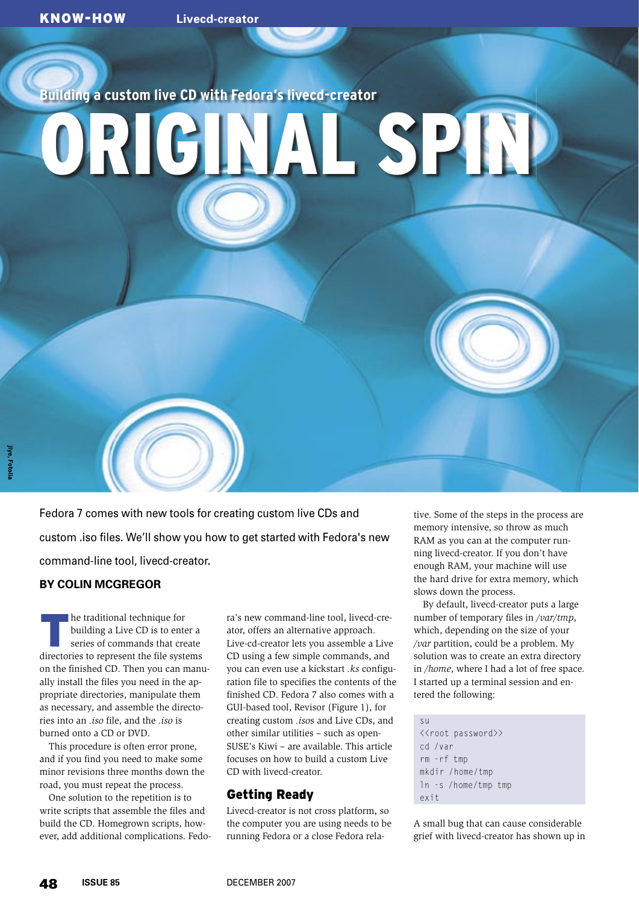## Building a custom live CD with Fedora's livecd-creator

# ORIGINAL SPIN

Fedora 7 comes with new tools for creating custom live CDs and custom .iso files. We'll show you how to get started with Fedora's new command-line tool, livecd-creator.

**BY COLIN MCGREGOR**

The traditional technique for building a Live CD is to enter a series of commands that create directories to represent the file systems on the finished CD. Then you can manually install the files you need in the appropriate directories, manipulate them as necessary, and assemble the directories into an *.iso* file, and the *.iso* is burned onto a CD or DVD.

This procedure is often error prone, and if you find you need to make some minor revisions three months down the road, you must repeat the process.

One solution to the repetition is to write scripts that assemble the files and build the CD. Homegrown scripts, however, add additional complications. Fedora's new command-line tool, livecd-creator, offers an alternative approach. Live-cd-creator lets you assemble a Live CD using a few simple commands, and you can even use a kickstart *.ks* configuration file to specifies the contents of the finished CD. Fedora 7 also comes with a GUI-based tool, Revisor (Figure 1), for creating custom *.isos* and Live CDs, and other similar utilities – such as openSUSE's Kiwi – are available. This article focuses on how to build a custom Live CD with livecd-creator.

## Getting Ready

Livecd-creator is not cross platform, so the computer you are using needs to be running Fedora or a close Fedora relative. Some of the steps in the process are memory intensive, so throw as much RAM as you can at the computer running livecd-creator. If you don't have enough RAM, your machine will use the hard drive for extra memory, which slows down the process.

By default, livecd-creator puts a large number of temporary files in */var/tmp*, which, depending on the size of your */var* partition, could be a problem. My solution was to create an extra directory in */home*, where I had a lot of free space. I started up a terminal session and entered the following:

```
su
<<root password>>
cd /var
rm -rf tmp
mkdir /home/tmp
ln -s /home/tmp tmp
exit
```

A small bug that can cause considerable grief with livecd-creator has shown up in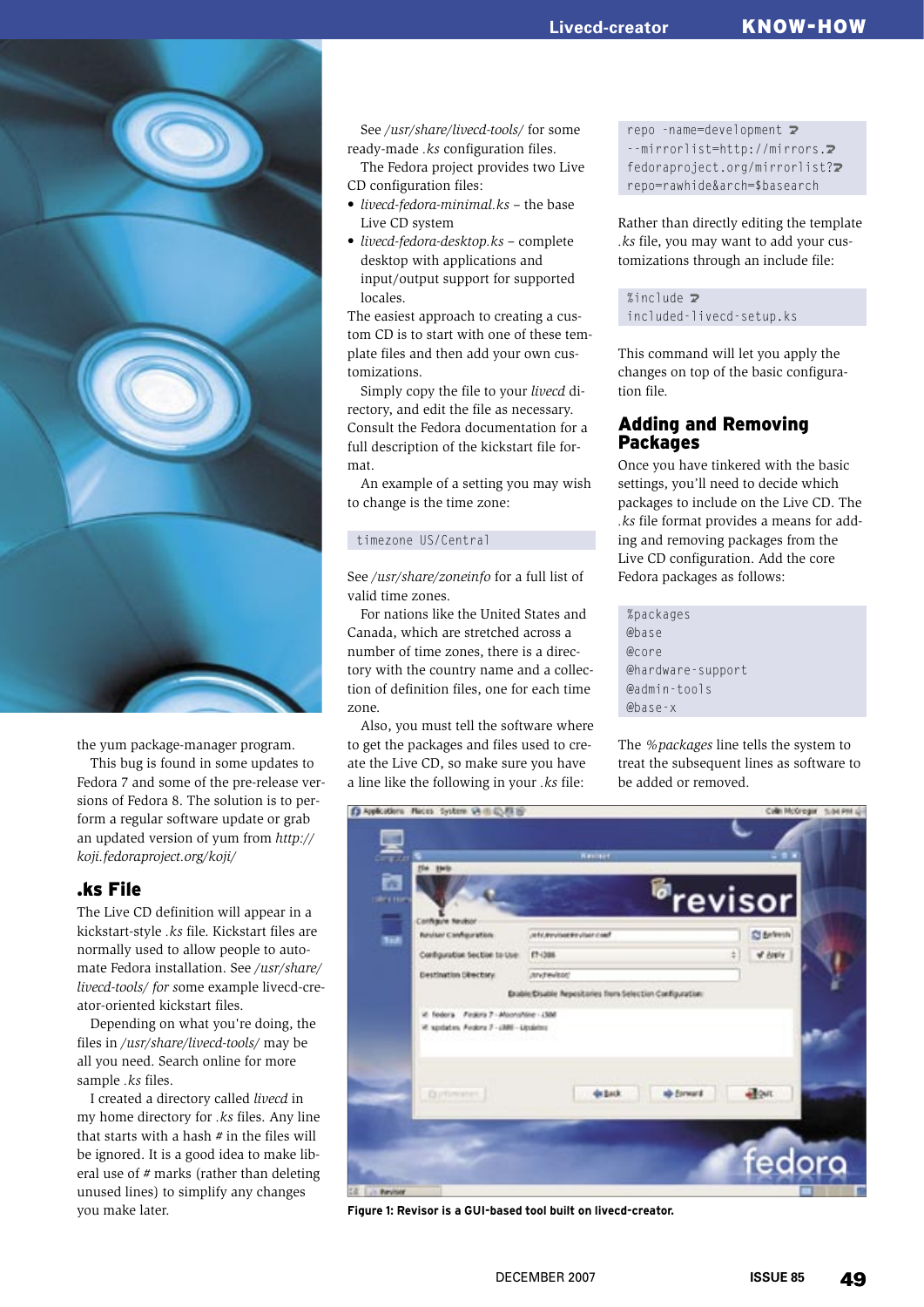the yum package-manager program.

This bug is found in some updates to Fedora 7 and some of the pre-release versions of Fedora 8. The solution is to perform a regular software update or grab an updated version of yum from *http://koji.fedoraproject.org/koji/*

## .ks File

The Live CD definition will appear in a kickstart-style *.ks* file. Kickstart files are normally used to allow people to automate Fedora installation. See */usr/share/livecd-tools/ for s*ome example livecd-creator-oriented kickstart files.

Depending on what you're doing, the files in */usr/share/livecd-tools/* may be all you need. Search online for more sample *.ks* files.

I created a directory called *livecd* in my home directory for *.ks* files. Any line that starts with a hash *#* in the files will be ignored. It is a good idea to make liberal use of *#* marks (rather than deleting unused lines) to simplify any changes you make later.

See */usr/share/livecd-tools/* for some ready-made *.ks* configuration files.

The Fedora project provides two Live CD configuration files:

- *livecd-fedora-minimal.ks* – the base Live CD system
- *livecd-fedora-desktop.ks* – complete desktop with applications and input/output support for supported locales.

The easiest approach to creating a custom CD is to start with one of these template files and then add your own customizations.

Simply copy the file to your *livecd* directory, and edit the file as necessary. Consult the Fedora documentation for a full description of the kickstart file format.

An example of a setting you may wish to change is the time zone:

```
timezone US/Central
```

See */usr/share/zoneinfo* for a full list of valid time zones.

For nations like the United States and Canada, which are stretched across a number of time zones, there is a directory with the country name and a collection of definition files, one for each time zone.

Also, you must tell the software where to get the packages and files used to create the Live CD, so make sure you have a line like the following in your *.ks* file:

```
repo -name=development ↩
--mirrorlist=http://mirrors.↩
fedoraproject.org/mirrorlist?↩
repo=rawhide&arch=$basearch
```

Rather than directly editing the template *.ks* file, you may want to add your customizations through an include file:

```
%include ↩
included-livecd-setup.ks
```

This command will let you apply the changes on top of the basic configuration file.

## Adding and Removing Packages

Once you have tinkered with the basic settings, you'll need to decide which packages to include on the Live CD. The *.ks* file format provides a means for adding and removing packages from the Live CD configuration. Add the core Fedora packages as follows:

```
%packages
@base
@core
@hardware-support
@admin-tools
@base-x
```

The *%packages* line tells the system to treat the subsequent lines as software to be added or removed.

**Figure 1: Revisor is a GUI-based tool built on livecd-creator.**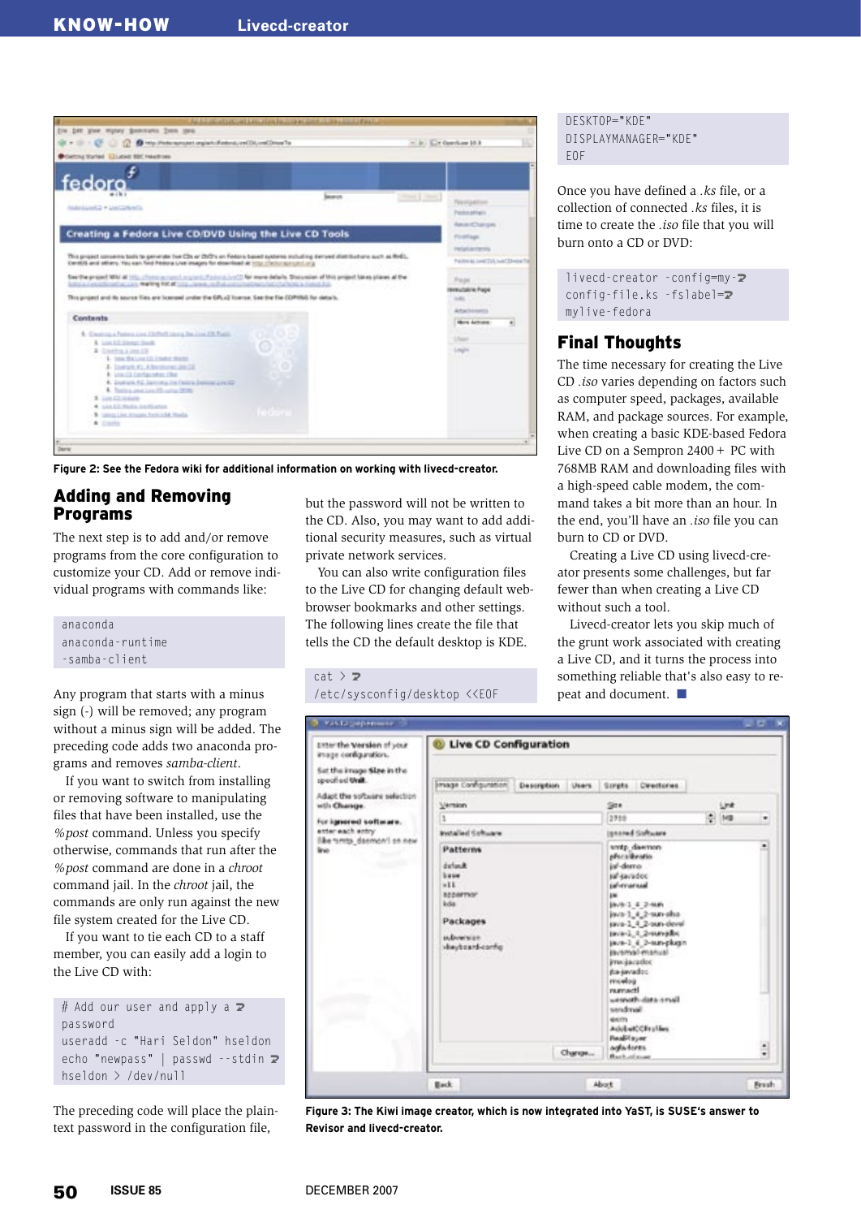Figure 2: See the Fedora wiki for additional information on working with livecd-creator.

## Adding and Removing Programs

The next step is to add and/or remove programs from the core configuration to customize your CD. Add or remove individual programs with commands like:

```
anaconda
anaconda-runtime
-samba-client
```

Any program that starts with a minus sign (-) will be removed; any program without a minus sign will be added. The preceding code adds two anaconda programs and removes *samba-client*.

If you want to switch from installing or removing software to manipulating files that have been installed, use the *%post* command. Unless you specify otherwise, commands that run after the *%post* command are done in a *chroot* command jail. In the *chroot* jail, the commands are only run against the new file system created for the Live CD.

If you want to tie each CD to a staff member, you can easily add a login to the Live CD with:

```
# Add our user and apply a ↵
password
useradd -c "Hari Seldon" hseldon
echo "newpass" | passwd --stdin ↵
hseldon > /dev/null
```

The preceding code will place the plaintext password in the configuration file, but the password will not be written to the CD. Also, you may want to add additional security measures, such as virtual private network services.

You can also write configuration files to the Live CD for changing default web-browser bookmarks and other settings. The following lines create the file that tells the CD the default desktop is KDE.

```
cat > ↵
/etc/sysconfig/desktop <<EOF
DESKTOP="KDE"
DISPLAYMANAGER="KDE"
EOF
```

Once you have defined a *.ks* file, or a collection of connected *.ks* files, it is time to create the *.iso* file that you will burn onto a CD or DVD:

```
livecd-creator -config=my-↵
config-file.ks -fslabel=↵
mylive-fedora
```

## Final Thoughts

The time necessary for creating the Live CD *.iso* varies depending on factors such as computer speed, packages, available RAM, and package sources. For example, when creating a basic KDE-based Fedora Live CD on a Sempron 2400 + PC with 768MB RAM and downloading files with a high-speed cable modem, the command takes a bit more than an hour. In the end, you'll have an *.iso* file you can burn to CD or DVD.

Creating a Live CD using livecd-creator presents some challenges, but far fewer than when creating a Live CD without such a tool.

Livecd-creator lets you skip much of the grunt work associated with creating a Live CD, and it turns the process into something reliable that's also easy to repeat and document. ■

Figure 3: The Kiwi image creator, which is now integrated into YaST, is SUSE's answer to Revisor and livecd-creator.